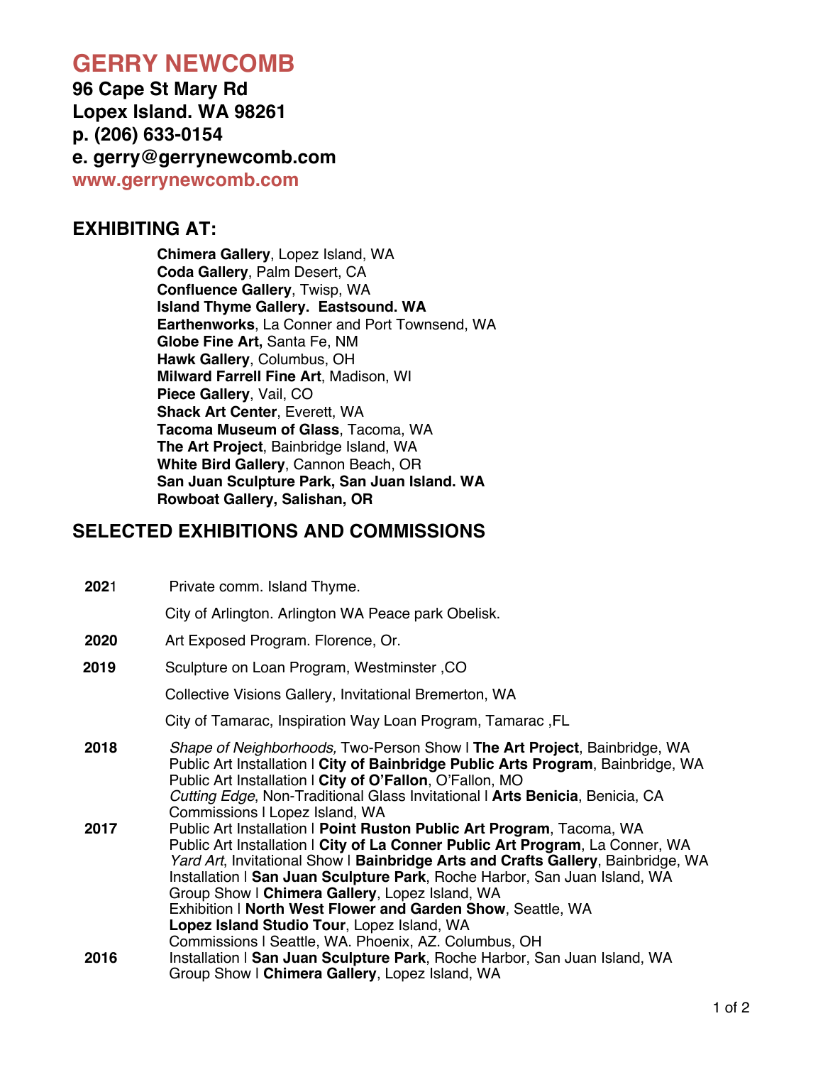# GERRY NEWCOMB

**96 Cape St Mary Rd**
**Lopex Island. WA 98261**
**p. (206) 633-0154**
**e. gerry@gerrynewcomb.com**
**www.gerrynewcomb.com**

## EXHIBITING AT:

**Chimera Gallery**, Lopez Island, WA
**Coda Gallery**, Palm Desert, CA
**Confluence Gallery**, Twisp, WA
**Island Thyme Gallery. Eastsound. WA**
**Earthenworks**, La Conner and Port Townsend, WA
**Globe Fine Art,** Santa Fe, NM
**Hawk Gallery**, Columbus, OH
**Milward Farrell Fine Art**, Madison, WI
**Piece Gallery**, Vail, CO
**Shack Art Center**, Everett, WA
**Tacoma Museum of Glass**, Tacoma, WA
**The Art Project**, Bainbridge Island, WA
**White Bird Gallery**, Cannon Beach, OR
**San Juan Sculpture Park, San Juan Island. WA**
**Rowboat Gallery, Salishan, OR**

## SELECTED EXHIBITIONS AND COMMISSIONS

**2021** Private comm. Island Thyme.
City of Arlington. Arlington WA Peace park Obelisk.

**2020** Art Exposed Program. Florence, Or.

**2019** Sculpture on Loan Program, Westminster ,CO
Collective Visions Gallery, Invitational Bremerton, WA
City of Tamarac, Inspiration Way Loan Program, Tamarac ,FL

**2018** *Shape of Neighborhoods,* Two-Person Show I **The Art Project**, Bainbridge, WA
Public Art Installation I **City of Bainbridge Public Arts Program**, Bainbridge, WA
Public Art Installation I **City of O'Fallon**, O'Fallon, MO
*Cutting Edge*, Non-Traditional Glass Invitational I **Arts Benicia**, Benicia, CA
Commissions I Lopez Island, WA

**2017** Public Art Installation I **Point Ruston Public Art Program**, Tacoma, WA
Public Art Installation I **City of La Conner Public Art Program**, La Conner, WA
*Yard Art*, Invitational Show I **Bainbridge Arts and Crafts Gallery**, Bainbridge, WA
Installation I **San Juan Sculpture Park**, Roche Harbor, San Juan Island, WA
Group Show I **Chimera Gallery**, Lopez Island, WA
Exhibition I **North West Flower and Garden Show**, Seattle, WA
**Lopez Island Studio Tour**, Lopez Island, WA
Commissions I Seattle, WA. Phoenix, AZ. Columbus, OH

**2016** Installation I **San Juan Sculpture Park**, Roche Harbor, San Juan Island, WA
Group Show I **Chimera Gallery**, Lopez Island, WA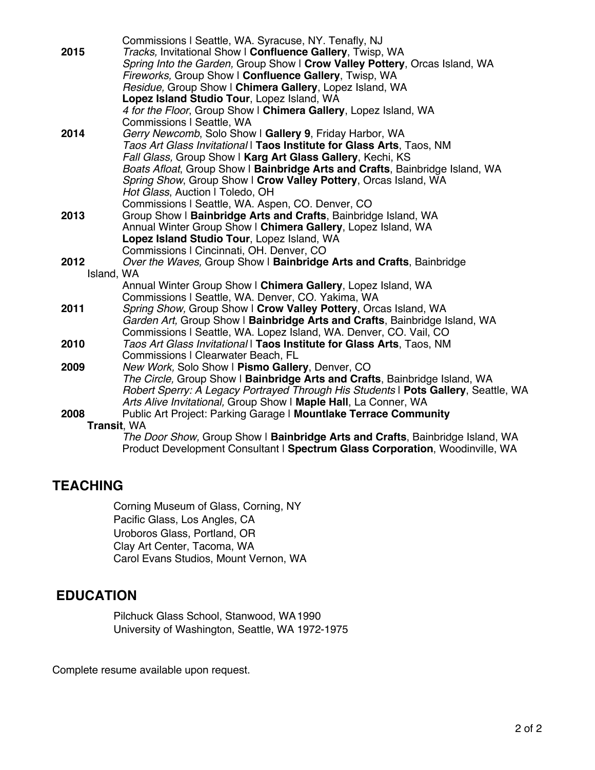Commissions | Seattle, WA. Syracuse, NY. Tenafly, NJ

**2015**
*Tracks,* Invitational Show | **Confluence Gallery**, Twisp, WA
*Spring Into the Garden,* Group Show | **Crow Valley Pottery**, Orcas Island, WA
*Fireworks,* Group Show | **Confluence Gallery**, Twisp, WA
*Residue,* Group Show | **Chimera Gallery**, Lopez Island, WA
**Lopez Island Studio Tour**, Lopez Island, WA
*4 for the Floor*, Group Show | **Chimera Gallery**, Lopez Island, WA
Commissions | Seattle, WA

**2014**
*Gerry Newcomb*, Solo Show | **Gallery 9**, Friday Harbor, WA
*Taos Art Glass Invitational* | **Taos Institute for Glass Arts**, Taos, NM
*Fall Glass,* Group Show | **Karg Art Glass Gallery**, Kechi, KS
*Boats Afloat*, Group Show | **Bainbridge Arts and Crafts**, Bainbridge Island, WA
*Spring Show*, Group Show | **Crow Valley Pottery**, Orcas Island, WA
*Hot Glass*, Auction | Toledo, OH
Commissions | Seattle, WA. Aspen, CO. Denver, CO

**2013**
Group Show | **Bainbridge Arts and Crafts**, Bainbridge Island, WA
Annual Winter Group Show | **Chimera Gallery**, Lopez Island, WA
**Lopez Island Studio Tour**, Lopez Island, WA
Commissions | Cincinnati, OH. Denver, CO

**2012**
*Over the Waves,* Group Show | **Bainbridge Arts and Crafts**, Bainbridge Island, WA
Annual Winter Group Show | **Chimera Gallery**, Lopez Island, WA
Commissions | Seattle, WA. Denver, CO. Yakima, WA

**2011**
*Spring Show,* Group Show | **Crow Valley Pottery**, Orcas Island, WA
*Garden Art,* Group Show | **Bainbridge Arts and Crafts**, Bainbridge Island, WA
Commissions | Seattle, WA. Lopez Island, WA. Denver, CO. Vail, CO

**2010**
*Taos Art Glass Invitational* | **Taos Institute for Glass Arts**, Taos, NM
Commissions | Clearwater Beach, FL

**2009**
*New Work,* Solo Show | **Pismo Gallery**, Denver, CO
*The Circle,* Group Show | **Bainbridge Arts and Crafts**, Bainbridge Island, WA
*Robert Sperry: A Legacy Portrayed Through His Students* | **Pots Gallery**, Seattle, WA
*Arts Alive Invitational,* Group Show | **Maple Hall**, La Conner, WA

**2008**
Public Art Project: Parking Garage | **Mountlake Terrace Community Transit**, WA
*The Door Show,* Group Show | **Bainbridge Arts and Crafts**, Bainbridge Island, WA
Product Development Consultant | **Spectrum Glass Corporation**, Woodinville, WA

## TEACHING

Corning Museum of Glass, Corning, NY
Pacific Glass, Los Angles, CA
Uroboros Glass, Portland, OR
Clay Art Center, Tacoma, WA
Carol Evans Studios, Mount Vernon, WA

## EDUCATION

Pilchuck Glass School, Stanwood, WA 1990
University of Washington, Seattle, WA 1972-1975

Complete resume available upon request.